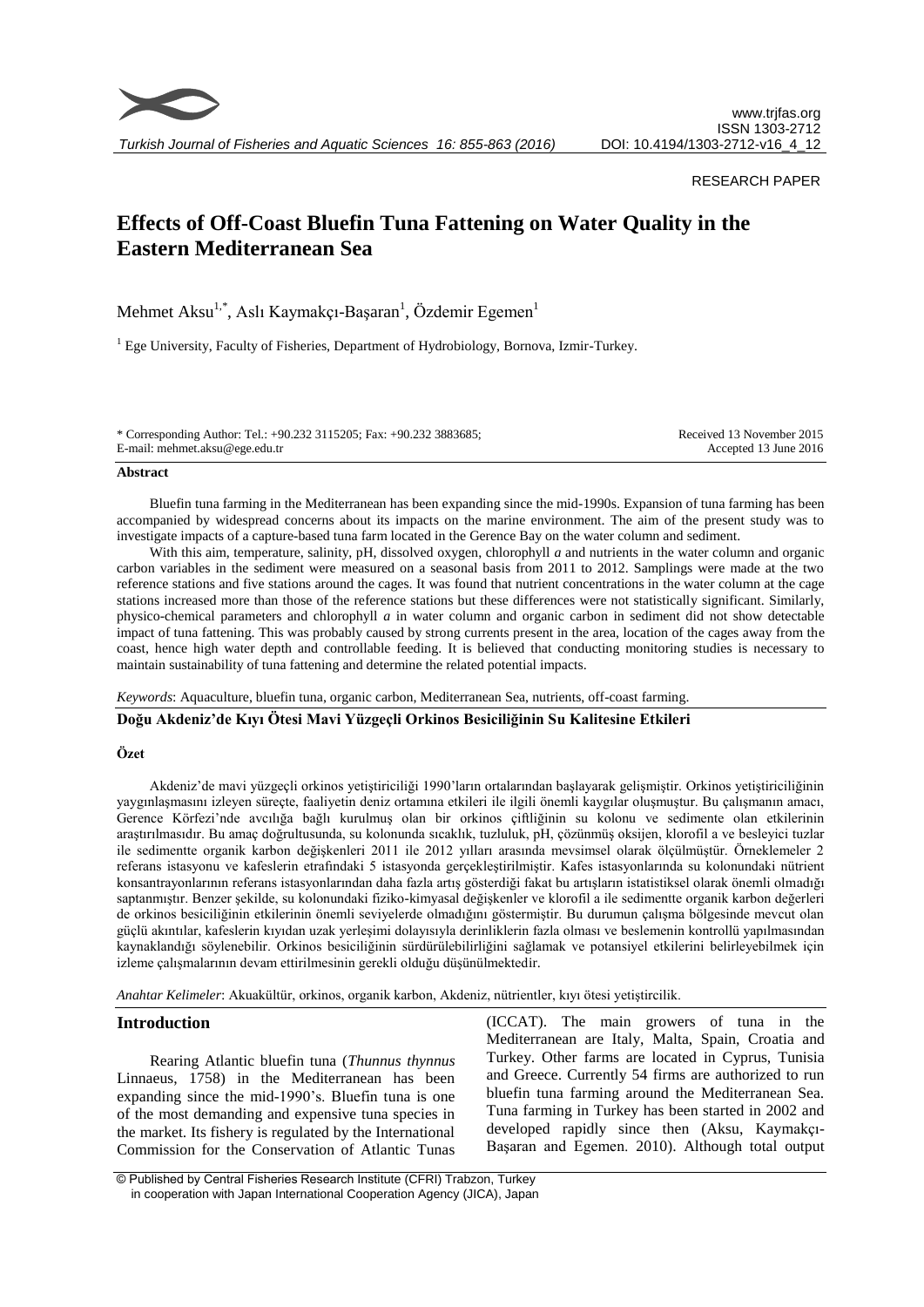RESEARCH PAPER

# Effects of Off-Coast Bluefin Tuna Fattening on Water Quality in the Eastern Mediterranean Sea

Mehmet Aksu[1,*], Aslı Kaymakçı-Başaran[1], Özdemir Egemen[1]

[1] Ege University, Faculty of Fisheries, Department of Hydrobiology, Bornova, Izmir-Turkey.

\* Corresponding Author: Tel.: +90.232 3115205; Fax: +90.232 3883685; E-mail: mehmet.aksu@ege.edu.tr

Received 13 November 2015
Accepted 13 June 2016

## Abstract

Bluefin tuna farming in the Mediterranean has been expanding since the mid-1990s. Expansion of tuna farming has been accompanied by widespread concerns about its impacts on the marine environment. The aim of the present study was to investigate impacts of a capture-based tuna farm located in the Gerence Bay on the water column and sediment.

With this aim, temperature, salinity, pH, dissolved oxygen, chlorophyll *a* and nutrients in the water column and organic carbon variables in the sediment were measured on a seasonal basis from 2011 to 2012. Samplings were made at the two reference stations and five stations around the cages. It was found that nutrient concentrations in the water column at the cage stations increased more than those of the reference stations but these differences were not statistically significant. Similarly, physico-chemical parameters and chlorophyll *a* in water column and organic carbon in sediment did not show detectable impact of tuna fattening. This was probably caused by strong currents present in the area, location of the cages away from the coast, hence high water depth and controllable feeding. It is believed that conducting monitoring studies is necessary to maintain sustainability of tuna fattening and determine the related potential impacts.

*Keywords*: Aquaculture, bluefin tuna, organic carbon, Mediterranean Sea, nutrients, off-coast farming.

## Doğu Akdeniz'de Kıyı Ötesi Mavi Yüzgeçli Orkinos Besiciliğinin Su Kalitesine Etkileri

### Özet

Akdeniz'de mavi yüzgeçli orkinos yetiştiriciliği 1990'ların ortalarından başlayarak gelişmiştir. Orkinos yetiştiriciliğinin yaygınlaşmasını izleyen süreçte, faaliyetin deniz ortamına etkileri ile ilgili önemli kaygılar oluşmuştur. Bu çalışmanın amacı, Gerence Körfezi'nde avcılığa bağlı kurulmuş olan bir orkinos çiftliğinin su kolonu ve sedimente olan etkilerinin araştırılmasıdır. Bu amaç doğrultusunda, su kolonunda sıcaklık, tuzluluk, pH, çözünmüş oksijen, klorofil a ve besleyici tuzlar ile sedimentte organik karbon değişkenleri 2011 ile 2012 yılları arasında mevsimsel olarak ölçülmüştür. Örneklemeler 2 referans istasyonu ve kafeslerin etrafındaki 5 istasyonda gerçekleştirilmiştir. Kafes istasyonlarında su kolonundaki nütrient konsantrasyonlarının referans istasyonlarından daha fazla artış gösterdiği fakat bu artışların istatistiksel olarak önemli olmadığı saptanmıştır. Benzer şekilde, su kolonundaki fiziko-kimyasal değişkenler ve klorofil a ile sedimentte organik karbon değerleri de orkinos besiciliğinin etkilerinin önemli seviyelerde olmadığını göstermiştir. Bu durumun çalışma bölgesinde mevcut olan güçlü akıntılar, kafeslerin kıyıdan uzak yerleşimi dolayısıyla derinliklerin fazla olması ve beslemenin kontrollü yapılmasından kaynaklandığı söylenebilir. Orkinos besiciliğinin sürdürülebilirliğini sağlamak ve potansiyel etkilerini belirleyebilmek için izleme çalışmalarının devam ettirilmesinin gerekli olduğu düşünülmektedir.

*Anahtar Kelimeler*: Akuakültür, orkinos, organik karbon, Akdeniz, nütrientler, kıyı ötesi yetiştircilik.

## Introduction

Rearing Atlantic bluefin tuna (*Thunnus thynnus* Linnaeus, 1758) in the Mediterranean has been expanding since the mid-1990's. Bluefin tuna is one of the most demanding and expensive tuna species in the market. Its fishery is regulated by the International Commission for the Conservation of Atlantic Tunas (ICCAT). The main growers of tuna in the Mediterranean are Italy, Malta, Spain, Croatia and Turkey. Other farms are located in Cyprus, Tunisia and Greece. Currently 54 firms are authorized to run bluefin tuna farming around the Mediterranean Sea. Tuna farming in Turkey has been started in 2002 and developed rapidly since then (Aksu, Kaymakçı-Başaran and Egemen. 2010). Although total output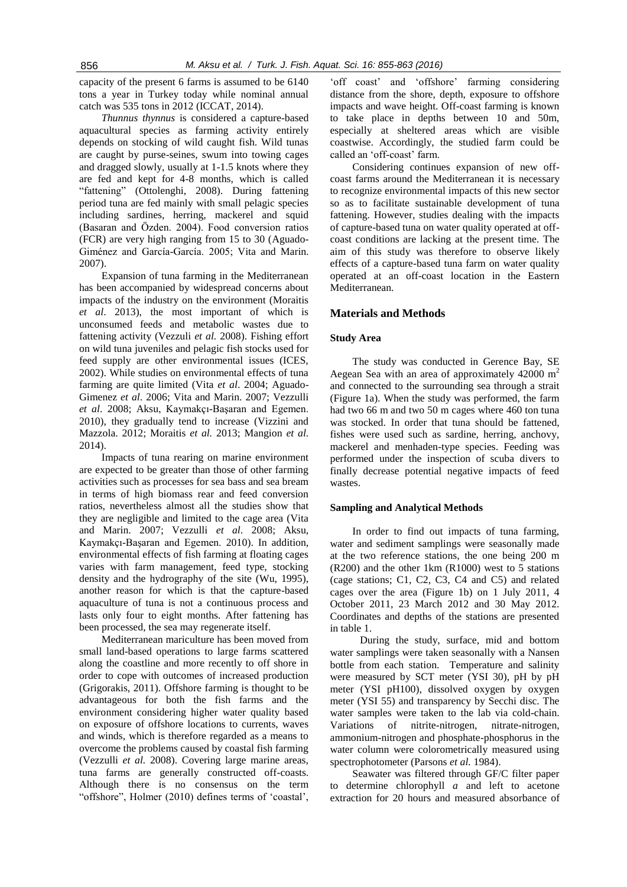capacity of the present 6 farms is assumed to be 6140 tons a year in Turkey today while nominal annual catch was 535 tons in 2012 (ICCAT, 2014).

*Thunnus thynnus* is considered a capture-based aquacultural species as farming activity entirely depends on stocking of wild caught fish. Wild tunas are caught by purse-seines, swum into towing cages and dragged slowly, usually at 1-1.5 knots where they are fed and kept for 4-8 months, which is called "fattening" (Ottolenghi, 2008). During fattening period tuna are fed mainly with small pelagic species including sardines, herring, mackerel and squid (Basaran and Özden. 2004). Food conversion ratios (FCR) are very high ranging from 15 to 30 (Aguado-Giménez and García-García. 2005; Vita and Marin. 2007).

Expansion of tuna farming in the Mediterranean has been accompanied by widespread concerns about impacts of the industry on the environment (Moraitis *et al*. 2013), the most important of which is unconsumed feeds and metabolic wastes due to fattening activity (Vezzuli *et al.* 2008). Fishing effort on wild tuna juveniles and pelagic fish stocks used for feed supply are other environmental issues (ICES, 2002). While studies on environmental effects of tuna farming are quite limited (Vita *et al*. 2004; Aguado-Gimenez *et al*. 2006; Vita and Marin. 2007; Vezzulli *et al*. 2008; Aksu, Kaymakçı-Başaran and Egemen. 2010), they gradually tend to increase (Vizzini and Mazzola. 2012; Moraitis *et al.* 2013; Mangion *et al.* 2014).

Impacts of tuna rearing on marine environment are expected to be greater than those of other farming activities such as processes for sea bass and sea bream in terms of high biomass rear and feed conversion ratios, nevertheless almost all the studies show that they are negligible and limited to the cage area (Vita and Marin. 2007; Vezzulli *et al*. 2008; Aksu, Kaymakçı-Başaran and Egemen. 2010). In addition, environmental effects of fish farming at floating cages varies with farm management, feed type, stocking density and the hydrography of the site (Wu, 1995), another reason for which is that the capture-based aquaculture of tuna is not a continuous process and lasts only four to eight months. After fattening has been processed, the sea may regenerate itself.

Mediterranean mariculture has been moved from small land-based operations to large farms scattered along the coastline and more recently to off shore in order to cope with outcomes of increased production (Grigorakis, 2011). Offshore farming is thought to be advantageous for both the fish farms and the environment considering higher water quality based on exposure of offshore locations to currents, waves and winds, which is therefore regarded as a means to overcome the problems caused by coastal fish farming (Vezzulli *et al.* 2008). Covering large marine areas, tuna farms are generally constructed off-coasts. Although there is no consensus on the term "offshore", Holmer (2010) defines terms of 'coastal', 'off coast' and 'offshore' farming considering distance from the shore, depth, exposure to offshore impacts and wave height. Off-coast farming is known to take place in depths between 10 and 50m, especially at sheltered areas which are visible coastwise. Accordingly, the studied farm could be called an 'off-coast' farm.

Considering continues expansion of new off-coast farms around the Mediterranean it is necessary to recognize environmental impacts of this new sector so as to facilitate sustainable development of tuna fattening. However, studies dealing with the impacts of capture-based tuna on water quality operated at off-coast conditions are lacking at the present time. The aim of this study was therefore to observe likely effects of a capture-based tuna farm on water quality operated at an off-coast location in the Eastern Mediterranean.

## Materials and Methods

### Study Area

The study was conducted in Gerence Bay, SE Aegean Sea with an area of approximately 42000 $m^2$ and connected to the surrounding sea through a strait (Figure 1a). When the study was performed, the farm had two 66 m and two 50 m cages where 460 ton tuna was stocked. In order that tuna should be fattened, fishes were used such as sardine, herring, anchovy, mackerel and menhaden-type species. Feeding was performed under the inspection of scuba divers to finally decrease potential negative impacts of feed wastes.

### Sampling and Analytical Methods

In order to find out impacts of tuna farming, water and sediment samplings were seasonally made at the two reference stations, the one being 200 m (R200) and the other 1km (R1000) west to 5 stations (cage stations; C1, C2, C3, C4 and C5) and related cages over the area (Figure 1b) on 1 July 2011, 4 October 2011, 23 March 2012 and 30 May 2012. Coordinates and depths of the stations are presented in table 1.

During the study, surface, mid and bottom water samplings were taken seasonally with a Nansen bottle from each station. Temperature and salinity were measured by SCT meter (YSI 30), pH by pH meter (YSI pH100), dissolved oxygen by oxygen meter (YSI 55) and transparency by Secchi disc. The water samples were taken to the lab via cold-chain. Variations of nitrite-nitrogen, nitrate-nitrogen, ammonium-nitrogen and phosphate-phosphorus in the water column were colorometrically measured using spectrophotometer (Parsons *et al.* 1984).

Seawater was filtered through GF/C filter paper to determine chlorophyll *a* and left to acetone extraction for 20 hours and measured absorbance of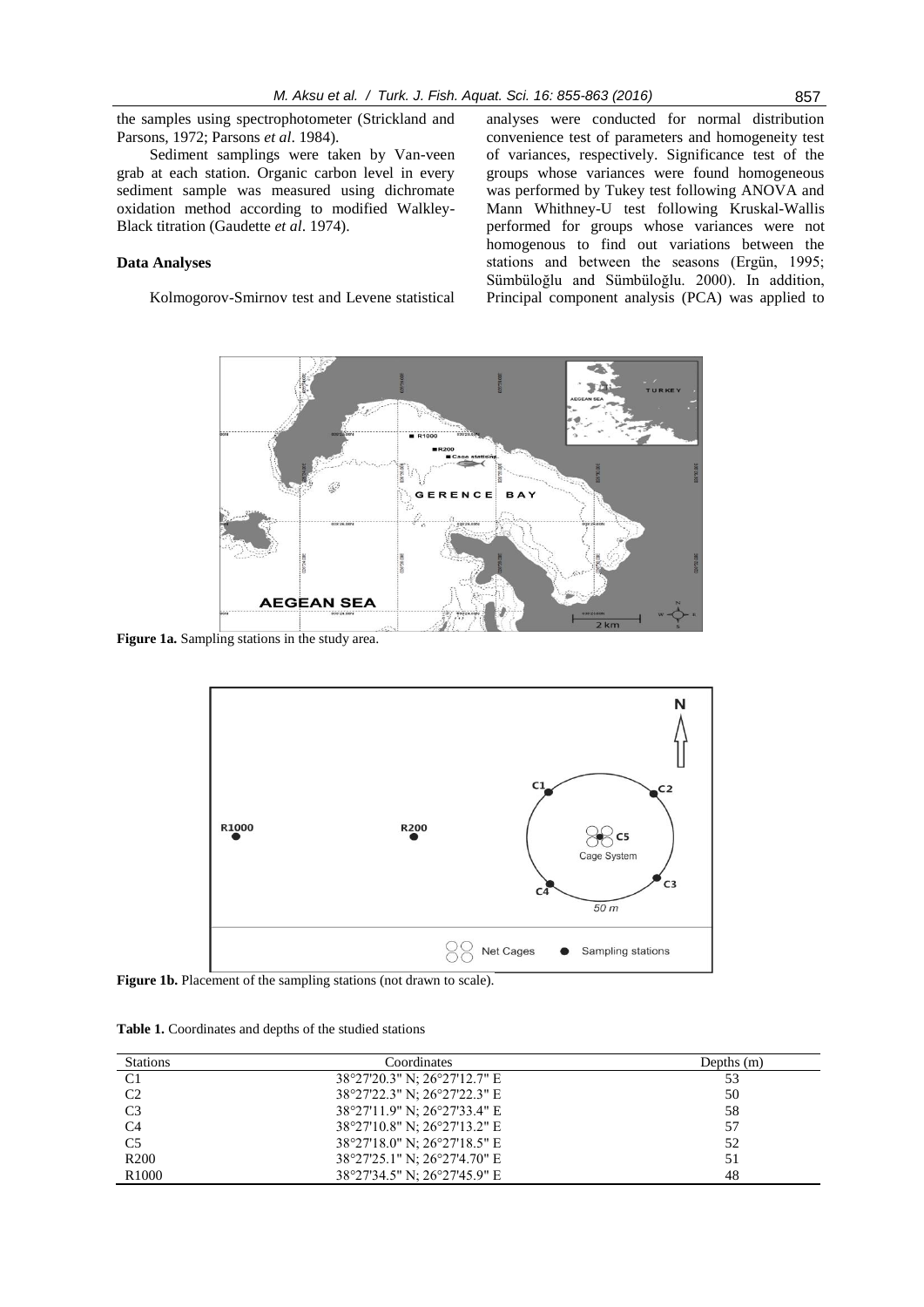the samples using spectrophotometer (Strickland and Parsons, 1972; Parsons *et al*. 1984).

Sediment samplings were taken by Van-veen grab at each station. Organic carbon level in every sediment sample was measured using dichromate oxidation method according to modified Walkley-Black titration (Gaudette *et al*. 1974).

### Data Analyses

Kolmogorov-Smirnov test and Levene statistical analyses were conducted for normal distribution convenience test of parameters and homogeneity test of variances, respectively. Significance test of the groups whose variances were found homogeneous was performed by Tukey test following ANOVA and Mann Whithney-U test following Kruskal-Wallis performed for groups whose variances were not homogenous to find out variations between the stations and between the seasons (Ergün, 1995; Sümbüloğlu and Sümbüloğlu. 2000). In addition, Principal component analysis (PCA) was applied to

**Figure 1a.** Sampling stations in the study area.

**Figure 1b.** Placement of the sampling stations (not drawn to scale).

**Table 1.** Coordinates and depths of the studied stations

| Stations | Coordinates | Depths (m) |
|---|---|---|
| C1 | 38°27'20.3" N; 26°27'12.7" E | 53 |
| C2 | 38°27'22.3" N; 26°27'22.3" E | 50 |
| C3 | 38°27'11.9" N; 26°27'33.4" E | 58 |
| C4 | 38°27'10.8" N; 26°27'13.2" E | 57 |
| C5 | 38°27'18.0" N; 26°27'18.5" E | 52 |
| R200 | 38°27'25.1" N; 26°27'4.70" E | 51 |
| R1000 | 38°27'34.5" N; 26°27'45.9" E | 48 |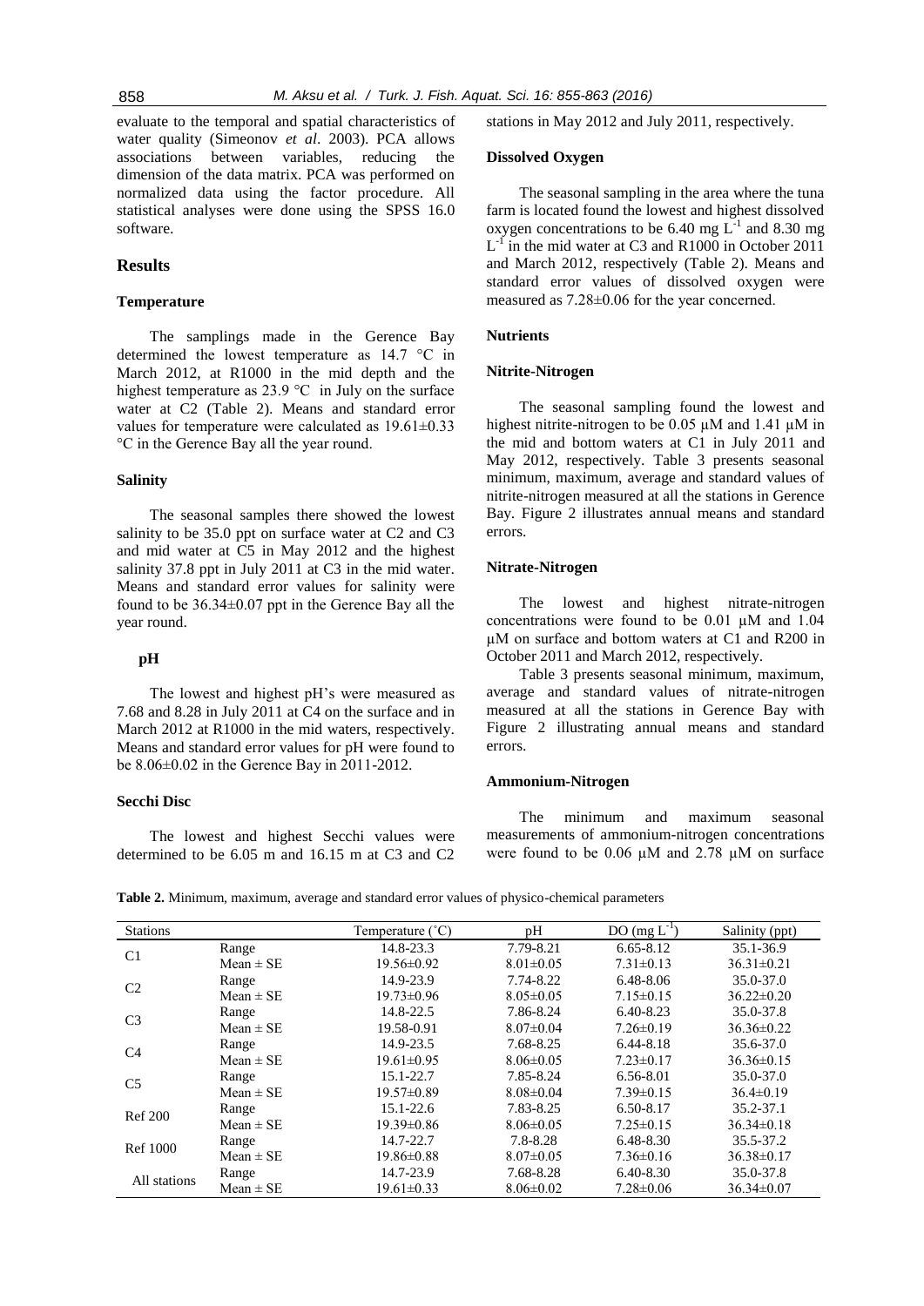evaluate to the temporal and spatial characteristics of water quality (Simeonov *et al*. 2003). PCA allows associations between variables, reducing the dimension of the data matrix. PCA was performed on normalized data using the factor procedure. All statistical analyses were done using the SPSS 16.0 software.

## Results

### Temperature

The samplings made in the Gerence Bay determined the lowest temperature as 14.7 °C in March 2012, at R1000 in the mid depth and the highest temperature as 23.9 °C in July on the surface water at C2 (Table 2). Means and standard error values for temperature were calculated as 19.61±0.33 °C in the Gerence Bay all the year round.

### Salinity

The seasonal samples there showed the lowest salinity to be 35.0 ppt on surface water at C2 and C3 and mid water at C5 in May 2012 and the highest salinity 37.8 ppt in July 2011 at C3 in the mid water. Means and standard error values for salinity were found to be 36.34±0.07 ppt in the Gerence Bay all the year round.

### pH

The lowest and highest pH's were measured as 7.68 and 8.28 in July 2011 at C4 on the surface and in March 2012 at R1000 in the mid waters, respectively. Means and standard error values for pH were found to be 8.06±0.02 in the Gerence Bay in 2011-2012.

### Secchi Disc

The lowest and highest Secchi values were determined to be 6.05 m and 16.15 m at C3 and C2 stations in May 2012 and July 2011, respectively.

### Dissolved Oxygen

The seasonal sampling in the area where the tuna farm is located found the lowest and highest dissolved oxygen concentrations to be 6.40 mg $L^{-1}$ and 8.30 mg $L^{-1}$ in the mid water at C3 and R1000 in October 2011 and March 2012, respectively (Table 2). Means and standard error values of dissolved oxygen were measured as 7.28±0.06 for the year concerned.

### Nutrients

#### Nitrite-Nitrogen

The seasonal sampling found the lowest and highest nitrite-nitrogen to be 0.05 µM and 1.41 µM in the mid and bottom waters at C1 in July 2011 and May 2012, respectively. Table 3 presents seasonal minimum, maximum, average and standard values of nitrite-nitrogen measured at all the stations in Gerence Bay. Figure 2 illustrates annual means and standard errors.

#### Nitrate-Nitrogen

The lowest and highest nitrate-nitrogen concentrations were found to be 0.01 µM and 1.04 µM on surface and bottom waters at C1 and R200 in October 2011 and March 2012, respectively.

Table 3 presents seasonal minimum, maximum, average and standard values of nitrate-nitrogen measured at all the stations in Gerence Bay with Figure 2 illustrating annual means and standard errors.

#### Ammonium-Nitrogen

The minimum and maximum seasonal measurements of ammonium-nitrogen concentrations were found to be 0.06 µM and 2.78 µM on surface

**Table 2.** Minimum, maximum, average and standard error values of physico-chemical parameters

| Stations | | Temperature (°C) | pH | DO (mg $L^{-1}$) | Salinity (ppt) |
|---|---|---|---|---|---|
| C1 | Range | 14.8-23.3 | 7.79-8.21 | 6.65-8.12 | 35.1-36.9 |
| | Mean ± SE | 19.56±0.92 | 8.01±0.05 | 7.31±0.13 | 36.31±0.21 |
| C2 | Range | 14.9-23.9 | 7.74-8.22 | 6.48-8.06 | 35.0-37.0 |
| | Mean ± SE | 19.73±0.96 | 8.05±0.05 | 7.15±0.15 | 36.22±0.20 |
| C3 | Range | 14.8-22.5 | 7.86-8.24 | 6.40-8.23 | 35.0-37.8 |
| | Mean ± SE | 19.58-0.91 | 8.07±0.04 | 7.26±0.19 | 36.36±0.22 |
| C4 | Range | 14.9-23.5 | 7.68-8.25 | 6.44-8.18 | 35.6-37.0 |
| | Mean ± SE | 19.61±0.95 | 8.06±0.05 | 7.23±0.17 | 36.36±0.15 |
| C5 | Range | 15.1-22.7 | 7.85-8.24 | 6.56-8.01 | 35.0-37.0 |
| | Mean ± SE | 19.57±0.89 | 8.08±0.04 | 7.39±0.15 | 36.4±0.19 |
| Ref 200 | Range | 15.1-22.6 | 7.83-8.25 | 6.50-8.17 | 35.2-37.1 |
| | Mean ± SE | 19.39±0.86 | 8.06±0.05 | 7.25±0.15 | 36.34±0.18 |
| Ref 1000 | Range | 14.7-22.7 | 7.8-8.28 | 6.48-8.30 | 35.5-37.2 |
| | Mean ± SE | 19.86±0.88 | 8.07±0.05 | 7.36±0.16 | 36.38±0.17 |
| All stations | Range | 14.7-23.9 | 7.68-8.28 | 6.40-8.30 | 35.0-37.8 |
| | Mean ± SE | 19.61±0.33 | 8.06±0.02 | 7.28±0.06 | 36.34±0.07 |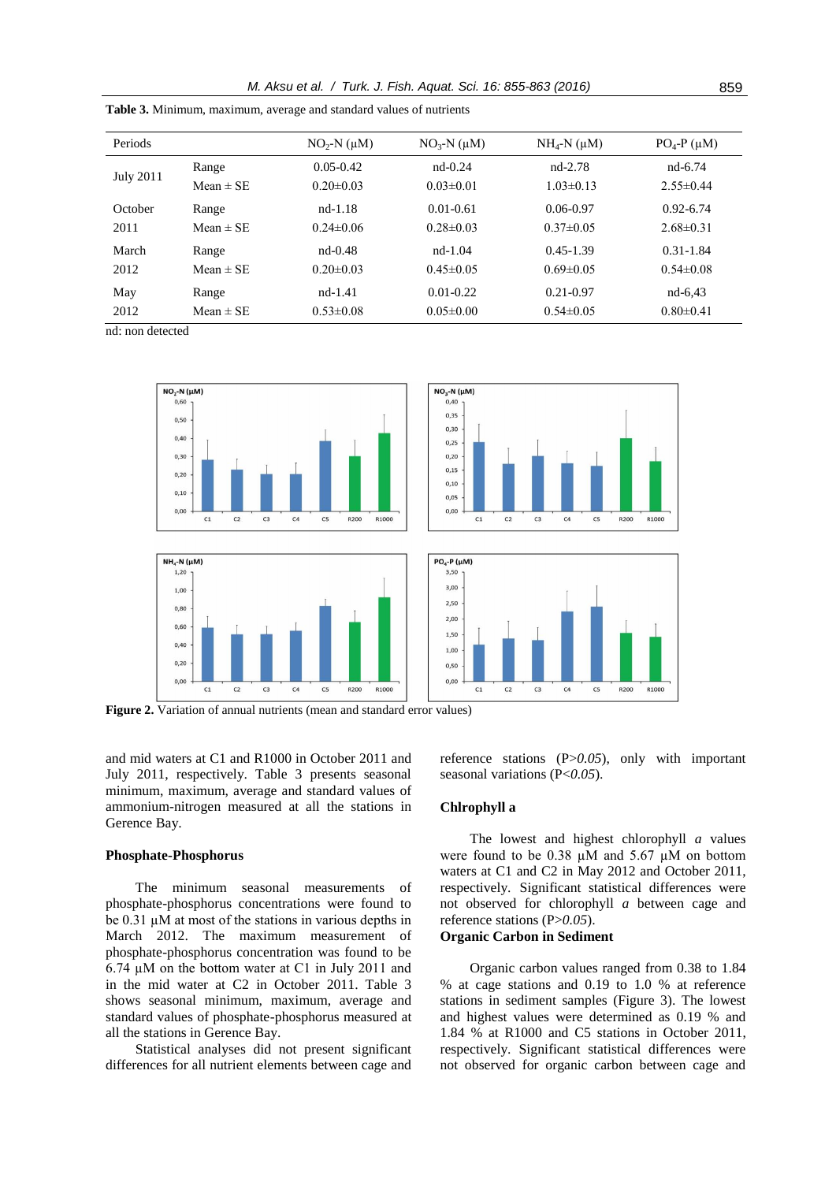**Table 3.** Minimum, maximum, average and standard values of nutrients

| Periods | | $NO_2$-N (µM) | $NO_3$-N (µM) | $NH_4$-N (µM) | $PO_4$-P (µM) |
|---|---|---|---|---|---|
| July 2011 | Range | 0.05-0.42 | nd-0.24 | nd-2.78 | nd-6.74 |
| | Mean ± SE | 0.20±0.03 | 0.03±0.01 | 1.03±0.13 | 2.55±0.44 |
| October 2011 | Range | nd-1.18 | 0.01-0.61 | 0.06-0.97 | 0.92-6.74 |
| | Mean ± SE | 0.24±0.06 | 0.28±0.03 | 0.37±0.05 | 2.68±0.31 |
| March 2012 | Range | nd-0.48 | nd-1.04 | 0.45-1.39 | 0.31-1.84 |
| | Mean ± SE | 0.20±0.03 | 0.45±0.05 | 0.69±0.05 | 0.54±0.08 |
| May 2012 | Range | nd-1.41 | 0.01-0.22 | 0.21-0.97 | nd-6,43 |
| | Mean ± SE | 0.53±0.08 | 0.05±0.00 | 0.54±0.05 | 0.80±0.41 |

nd: non detected

**Figure 2.** Variation of annual nutrients (mean and standard error values)

and mid waters at C1 and R1000 in October 2011 and July 2011, respectively. Table 3 presents seasonal minimum, maximum, average and standard values of ammonium-nitrogen measured at all the stations in Gerence Bay.

### Phosphate-Phosphorus

The minimum seasonal measurements of phosphate-phosphorus concentrations were found to be 0.31 µM at most of the stations in various depths in March 2012. The maximum measurement of phosphate-phosphorus concentration was found to be 6.74 µM on the bottom water at C1 in July 2011 and in the mid water at C2 in October 2011. Table 3 shows seasonal minimum, maximum, average and standard values of phosphate-phosphorus measured at all the stations in Gerence Bay.

Statistical analyses did not present significant differences for all nutrient elements between cage and reference stations ($P>0.05$), only with important seasonal variations ($P<0.05$).

### Chlrophyll a

The lowest and highest chlorophyll *a* values were found to be 0.38 µM and 5.67 µM on bottom waters at C1 and C2 in May 2012 and October 2011, respectively. Significant statistical differences were not observed for chlorophyll *a* between cage and reference stations ($P>0.05$).

### Organic Carbon in Sediment

Organic carbon values ranged from 0.38 to 1.84 % at cage stations and 0.19 to 1.0 % at reference stations in sediment samples (Figure 3). The lowest and highest values were determined as 0.19 % and 1.84 % at R1000 and C5 stations in October 2011, respectively. Significant statistical differences were not observed for organic carbon between cage and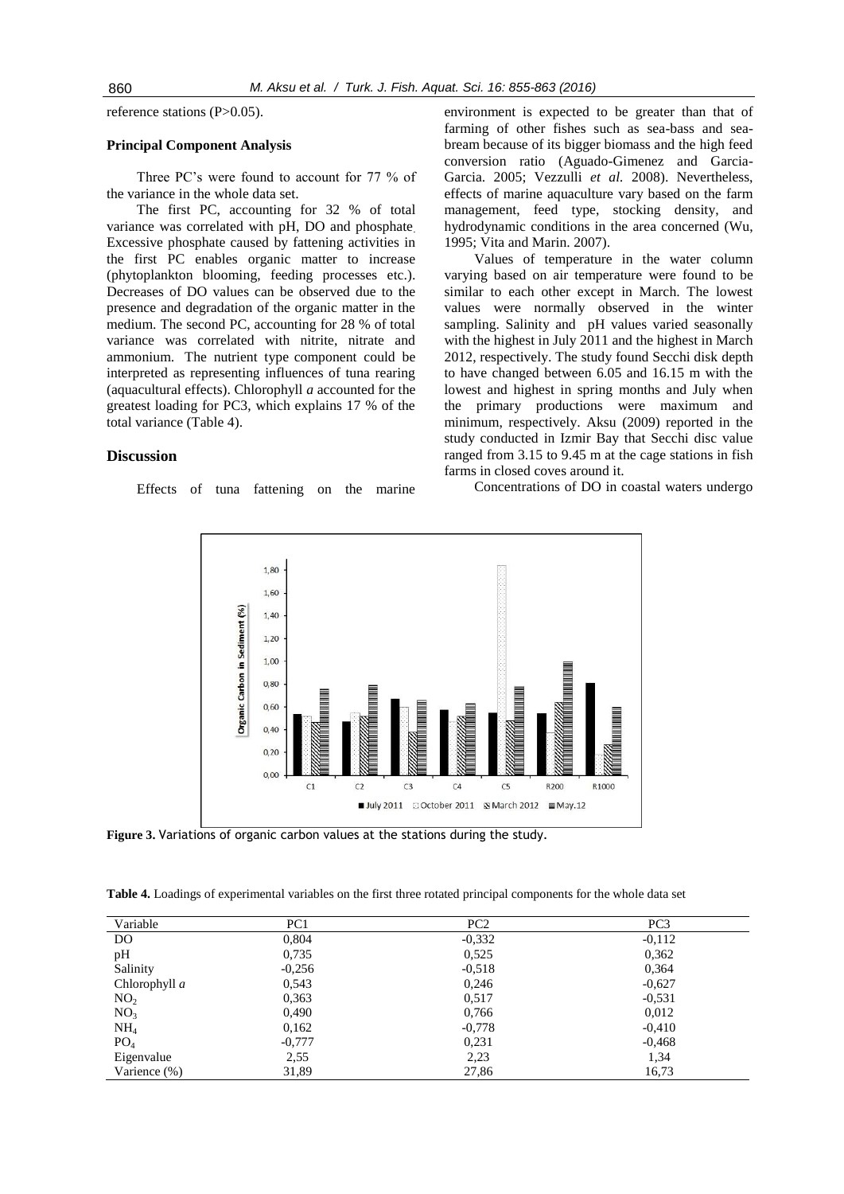reference stations (P>0.05).

### Principal Component Analysis

Three PC's were found to account for 77 % of the variance in the whole data set.

The first PC, accounting for 32 % of total variance was correlated with pH, DO and phosphate. Excessive phosphate caused by fattening activities in the first PC enables organic matter to increase (phytoplankton blooming, feeding processes etc.). Decreases of DO values can be observed due to the presence and degradation of the organic matter in the medium. The second PC, accounting for 28 % of total variance was correlated with nitrite, nitrate and ammonium. The nutrient type component could be interpreted as representing influences of tuna rearing (aquacultural effects). Chlorophyll *a* accounted for the greatest loading for PC3, which explains 17 % of the total variance (Table 4).

## Discussion

Effects of tuna fattening on the marine environment is expected to be greater than that of farming of other fishes such as sea-bass and sea-bream because of its bigger biomass and the high feed conversion ratio (Aguado-Gimenez and Garcia-Garcia. 2005; Vezzulli *et al.* 2008). Nevertheless, effects of marine aquaculture vary based on the farm management, feed type, stocking density, and hydrodynamic conditions in the area concerned (Wu, 1995; Vita and Marin. 2007).

Values of temperature in the water column varying based on air temperature were found to be similar to each other except in March. The lowest values were normally observed in the winter sampling. Salinity and pH values varied seasonally with the highest in July 2011 and the highest in March 2012, respectively. The study found Secchi disk depth to have changed between 6.05 and 16.15 m with the lowest and highest in spring months and July when the primary productions were maximum and minimum, respectively. Aksu (2009) reported in the study conducted in Izmir Bay that Secchi disc value ranged from 3.15 to 9.45 m at the cage stations in fish farms in closed coves around it.

Concentrations of DO in coastal waters undergo

**Figure 3.** Variations of organic carbon values at the stations during the study.

**Table 4.** Loadings of experimental variables on the first three rotated principal components for the whole data set

| Variable | PC1 | PC2 | PC3 |
|---|---|---|---|
| DO | 0,804 | -0,332 | -0,112 |
| pH | 0,735 | 0,525 | 0,362 |
| Salinity | -0,256 | -0,518 | 0,364 |
| Chlorophyll *a* | 0,543 | 0,246 | -0,627 |
| $NO_2$ | 0,363 | 0,517 | -0,531 |
| $NO_3$ | 0,490 | 0,766 | 0,012 |
| $NH_4$ | 0,162 | -0,778 | -0,410 |
| $PO_4$ | -0,777 | 0,231 | -0,468 |
| Eigenvalue | 2,55 | 2,23 | 1,34 |
| Varience (%) | 31,89 | 27,86 | 16,73 |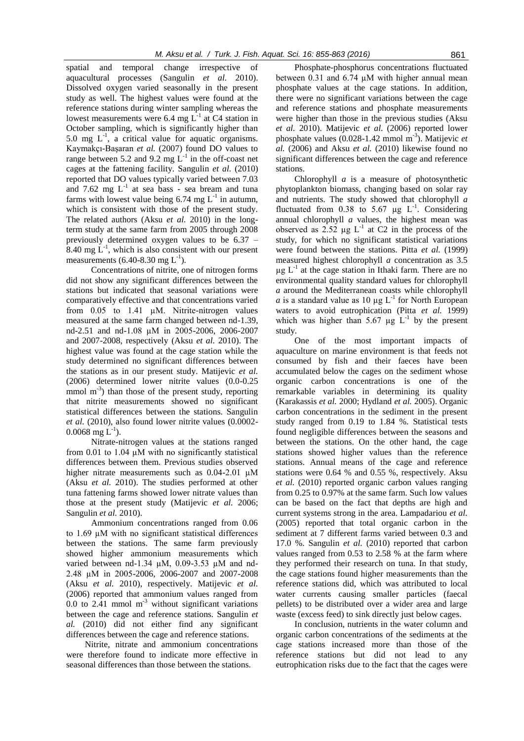spatial and temporal change irrespective of aquacultural processes (Sangulin *et al.* 2010). Dissolved oxygen varied seasonally in the present study as well. The highest values were found at the reference stations during winter sampling whereas the lowest measurements were 6.4 mg $L^{-1}$ at C4 station in October sampling, which is significantly higher than 5.0 mg $L^{-1}$, a critical value for aquatic organisms. Kaymakçı-Başaran *et al.* (2007) found DO values to range between 5.2 and 9.2 mg $L^{-1}$ in the off-coast net cages at the fattening facility. Sangulin *et al.* (2010) reported that DO values typically varied between 7.03 and 7.62 mg $L^{-1}$ at sea bass - sea bream and tuna farms with lowest value being 6.74 mg $L^{-1}$ in autumn, which is consistent with those of the present study. The related authors (Aksu *et al.* 2010) in the long-term study at the same farm from 2005 through 2008 previously determined oxygen values to be 6.37 – 8.40 mg $L^{-1}$, which is also consistent with our present measurements (6.40-8.30 mg $L^{-1}$).

Concentrations of nitrite, one of nitrogen forms did not show any significant differences between the stations but indicated that seasonal variations were comparatively effective and that concentrations varied from 0.05 to 1.41 μM. Nitrite-nitrogen values measured at the same farm changed between nd-1.39, nd-2.51 and nd-1.08 μM in 2005-2006, 2006-2007 and 2007-2008, respectively (Aksu *et al.* 2010). The highest value was found at the cage station while the study determined no significant differences between the stations as in our present study. Matijevic *et al.* (2006) determined lower nitrite values (0.0-0.25 mmol $m^{-3}$) than those of the present study, reporting that nitrite measurements showed no significant statistical differences between the stations. Sangulin *et al.* (2010), also found lower nitrite values (0.0002-0.0068 mg $L^{-1}$).

Nitrate-nitrogen values at the stations ranged from 0.01 to 1.04 μM with no significantly statistical differences between them. Previous studies observed higher nitrate measurements such as 0.04-2.01 μM (Aksu *et al.* 2010). The studies performed at other tuna fattening farms showed lower nitrate values than those at the present study (Matijevic *et al.* 2006; Sangulin *et al.* 2010).

Ammonium concentrations ranged from 0.06 to 1.69 μM with no significant statistical differences between the stations. The same farm previously showed higher ammonium measurements which varied between nd-1.34 μM, 0.09-3.53 μM and nd-2.48 μM in 2005-2006, 2006-2007 and 2007-2008 (Aksu *et al.* 2010), respectively. Matijevic *et al.* (2006) reported that ammonium values ranged from 0.0 to 2.41 mmol $m^{-3}$ without significant variations between the cage and reference stations. Sangulin *et al.* (2010) did not either find any significant differences between the cage and reference stations.

Nitrite, nitrate and ammonium concentrations were therefore found to indicate more effective in seasonal differences than those between the stations.

Phosphate-phosphorus concentrations fluctuated between 0.31 and 6.74 μM with higher annual mean phosphate values at the cage stations. In addition, there were no significant variations between the cage and reference stations and phosphate measurements were higher than those in the previous studies (Aksu *et al.* 2010). Matijevic *et al.* (2006) reported lower phosphate values (0.028-1.42 mmol $m^{-3}$). Matijevic *et al.* (2006) and Aksu *et al.* (2010) likewise found no significant differences between the cage and reference stations.

Chlorophyll *a* is a measure of photosynthetic phytoplankton biomass, changing based on solar ray and nutrients. The study showed that chlorophyll *a* fluctuated from 0.38 to 5.67 μg $L^{-1}$. Considering annual chlorophyll *a* values, the highest mean was observed as 2.52 μg $L^{-1}$ at C2 in the process of the study, for which no significant statistical variations were found between the stations. Pitta *et al.* (1999) measured highest chlorophyll *a* concentration as 3.5 μg $L^{-1}$ at the cage station in Ithaki farm. There are no environmental quality standard values for chlorophyll *a* around the Mediterranean coasts while chlorophyll *a* is a standard value as 10 μg $L^{-1}$ for North European waters to avoid eutrophication (Pitta *et al.* 1999) which was higher than 5.67 μg $L^{-1}$ by the present study.

One of the most important impacts of aquaculture on marine environment is that feeds not consumed by fish and their faeces have been accumulated below the cages on the sediment whose organic carbon concentrations is one of the remarkable variables in determining its quality (Karakassis *et al.* 2000; Hydland *et al.* 2005). Organic carbon concentrations in the sediment in the present study ranged from 0.19 to 1.84 %. Statistical tests found negligible differences between the seasons and between the stations. On the other hand, the cage stations showed higher values than the reference stations. Annual means of the cage and reference stations were 0.64 % and 0.55 %, respectively. Aksu *et al.* (2010) reported organic carbon values ranging from 0.25 to 0.97% at the same farm. Such low values can be based on the fact that depths are high and current systems strong in the area. Lampadariou *et al.* (2005) reported that total organic carbon in the sediment at 7 different farms varied between 0.3 and 17.0 %. Sangulin *et al.* (2010) reported that carbon values ranged from 0.53 to 2.58 % at the farm where they performed their research on tuna. In that study, the cage stations found higher measurements than the reference stations did, which was attributed to local water currents causing smaller particles (faecal pellets) to be distributed over a wider area and large waste (excess feed) to sink directly just below cages.

In conclusion, nutrients in the water column and organic carbon concentrations of the sediments at the cage stations increased more than those of the reference stations but did not lead to any eutrophication risks due to the fact that the cages were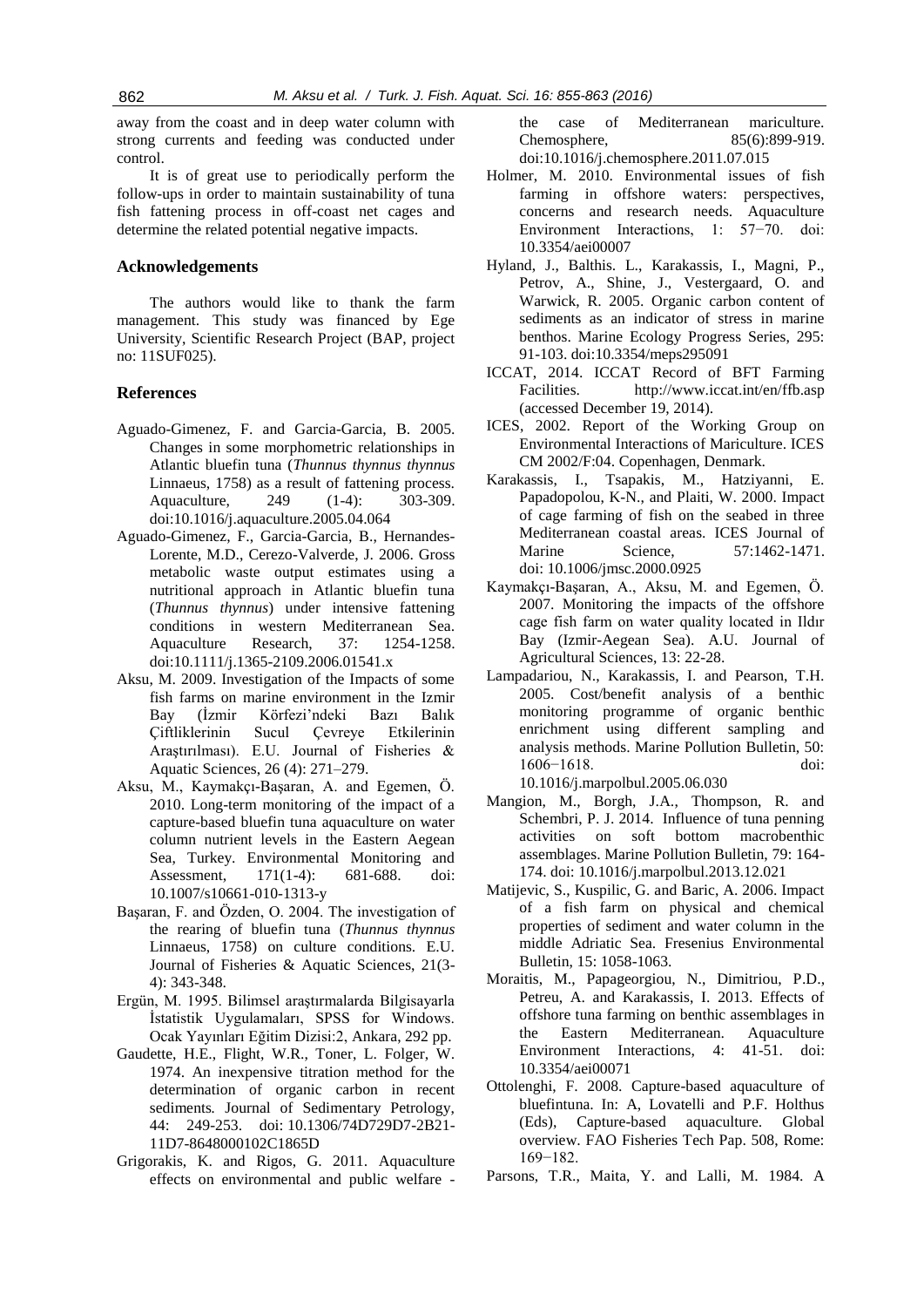away from the coast and in deep water column with strong currents and feeding was conducted under control.

It is of great use to periodically perform the follow-ups in order to maintain sustainability of tuna fish fattening process in off-coast net cages and determine the related potential negative impacts.

## Acknowledgements

The authors would like to thank the farm management. This study was financed by Ege University, Scientific Research Project (BAP, project no: 11SUF025).

## References

Aguado-Gimenez, F. and Garcia-Garcia, B. 2005. Changes in some morphometric relationships in Atlantic bluefin tuna (*Thunnus thynnus thynnus* Linnaeus, 1758) as a result of fattening process. Aquaculture, 249 (1-4): 303-309. doi:10.1016/j.aquaculture.2005.04.064

Aguado-Gimenez, F., Garcia-Garcia, B., Hernandes-Lorente, M.D., Cerezo-Valverde, J. 2006. Gross metabolic waste output estimates using a nutritional approach in Atlantic bluefin tuna (*Thunnus thynnus*) under intensive fattening conditions in western Mediterranean Sea. Aquaculture Research, 37: 1254-1258. doi:10.1111/j.1365-2109.2006.01541.x

Aksu, M. 2009. Investigation of the Impacts of some fish farms on marine environment in the Izmir Bay (İzmir Körfezi'ndeki Bazı Balık Çiftliklerinin Sucul Çevreye Etkilerinin Araştırılması). E.U. Journal of Fisheries & Aquatic Sciences, 26 (4): 271–279.

Aksu, M., Kaymakçı-Başaran, A. and Egemen, Ö. 2010. Long-term monitoring of the impact of a capture-based bluefin tuna aquaculture on water column nutrient levels in the Eastern Aegean Sea, Turkey. Environmental Monitoring and Assessment, 171(1-4): 681-688. doi: 10.1007/s10661-010-1313-y

Başaran, F. and Özden, O. 2004. The investigation of the rearing of bluefin tuna (*Thunnus thynnus* Linnaeus, 1758) on culture conditions. E.U. Journal of Fisheries & Aquatic Sciences, 21(3-4): 343-348.

Ergün, M. 1995. Bilimsel araştırmalarda Bilgisayarla İstatistik Uygulamaları, SPSS for Windows. Ocak Yayınları Eğitim Dizisi:2, Ankara, 292 pp.

Gaudette, H.E., Flight, W.R., Toner, L. Folger, W. 1974. An inexpensive titration method for the determination of organic carbon in recent sediments*.* Journal of Sedimentary Petrology, 44: 249-253. doi: 10.1306/74D729D7-2B21-11D7-8648000102C1865D

Grigorakis, K. and Rigos, G. 2011. Aquaculture effects on environmental and public welfare - the case of Mediterranean mariculture. Chemosphere, 85(6):899-919. doi:10.1016/j.chemosphere.2011.07.015

Holmer, M. 2010. Environmental issues of fish farming in offshore waters: perspectives, concerns and research needs. Aquaculture Environment Interactions, 1: 57−70. doi: 10.3354/aei00007

Hyland, J., Balthis. L., Karakassis, I., Magni, P., Petrov, A., Shine, J., Vestergaard, O. and Warwick, R. 2005. Organic carbon content of sediments as an indicator of stress in marine benthos. Marine Ecology Progress Series, 295: 91-103. doi:10.3354/meps295091

ICCAT, 2014. ICCAT Record of BFT Farming Facilities. http://www.iccat.int/en/ffb.asp (accessed December 19, 2014).

ICES, 2002. Report of the Working Group on Environmental Interactions of Mariculture. ICES CM 2002/F:04. Copenhagen, Denmark.

Karakassis, I., Tsapakis, M., Hatziyanni, E. Papadopolou, K-N., and Plaiti, W. 2000. Impact of cage farming of fish on the seabed in three Mediterranean coastal areas. ICES Journal of Marine Science, 57:1462-1471. doi: 10.1006/jmsc.2000.0925

Kaymakçı-Başaran, A., Aksu, M. and Egemen, Ö. 2007. Monitoring the impacts of the offshore cage fish farm on water quality located in Ildır Bay (Izmir-Aegean Sea). A.U. Journal of Agricultural Sciences, 13: 22-28.

Lampadariou, N., Karakassis, I. and Pearson, T.H. 2005. Cost/benefit analysis of a benthic monitoring programme of organic benthic enrichment using different sampling and analysis methods. Marine Pollution Bulletin, 50: 1606−1618. doi: 10.1016/j.marpolbul.2005.06.030

Mangion, M., Borgh, J.A., Thompson, R. and Schembri, P. J. 2014. Influence of tuna penning activities on soft bottom macrobenthic assemblages. Marine Pollution Bulletin, 79: 164-174. doi: 10.1016/j.marpolbul.2013.12.021

Matijevic, S., Kuspilic, G. and Baric, A. 2006. Impact of a fish farm on physical and chemical properties of sediment and water column in the middle Adriatic Sea. Fresenius Environmental Bulletin, 15: 1058-1063.

Moraitis, M., Papageorgiou, N., Dimitriou, P.D., Petreu, A. and Karakassis, I. 2013. Effects of offshore tuna farming on benthic assemblages in the Eastern Mediterranean. Aquaculture Environment Interactions, 4: 41-51. doi: 10.3354/aei00071

Ottolenghi, F. 2008. Capture-based aquaculture of bluefintuna. In: A, Lovatelli and P.F. Holthus (Eds), Capture-based aquaculture. Global overview. FAO Fisheries Tech Pap. 508, Rome: 169−182.

Parsons, T.R., Maita, Y. and Lalli, M. 1984. A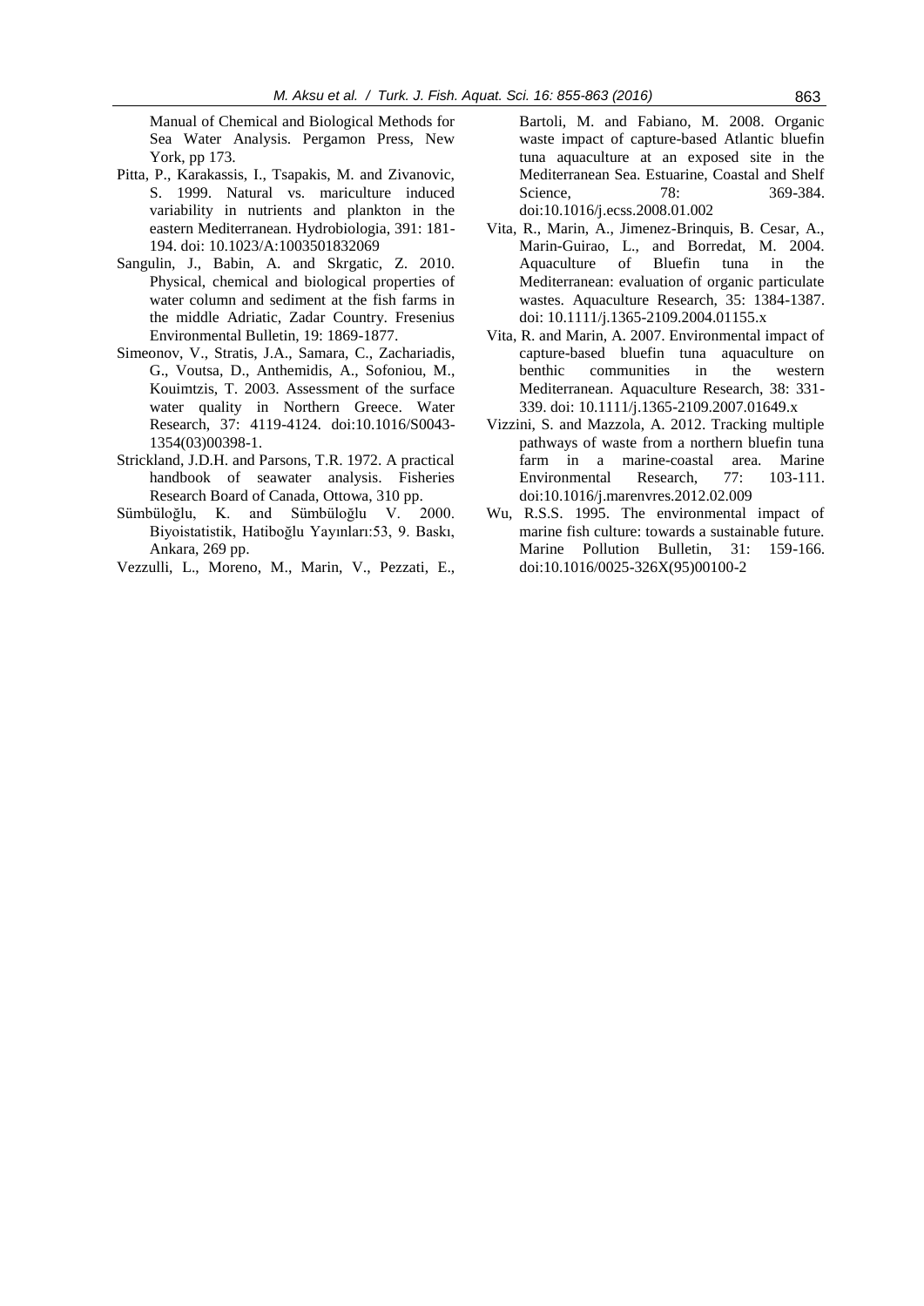Manual of Chemical and Biological Methods for Sea Water Analysis. Pergamon Press, New York, pp 173.

Pitta, P., Karakassis, I., Tsapakis, M. and Zivanovic, S. 1999. Natural vs. mariculture induced variability in nutrients and plankton in the eastern Mediterranean. Hydrobiologia, 391: 181-194. doi: 10.1023/A:1003501832069

Sangulin, J., Babin, A. and Skrgatic, Z. 2010. Physical, chemical and biological properties of water column and sediment at the fish farms in the middle Adriatic, Zadar Country. Fresenius Environmental Bulletin, 19: 1869-1877.

Simeonov, V., Stratis, J.A., Samara, C., Zachariadis, G., Voutsa, D., Anthemidis, A., Sofoniou, M., Kouimtzis, T. 2003. Assessment of the surface water quality in Northern Greece. Water Research, 37: 4119-4124. doi:10.1016/S0043-1354(03)00398-1.

Strickland, J.D.H. and Parsons, T.R. 1972. A practical handbook of seawater analysis. Fisheries Research Board of Canada, Ottowa, 310 pp.

Sümbüloğlu, K. and Sümbüloğlu V. 2000. Biyoistatistik, Hatiboğlu Yayınları:53, 9. Baskı, Ankara, 269 pp.

Vezzulli, L., Moreno, M., Marin, V., Pezzati, E., Bartoli, M. and Fabiano, M. 2008. Organic waste impact of capture-based Atlantic bluefin tuna aquaculture at an exposed site in the Mediterranean Sea. Estuarine, Coastal and Shelf Science, 78: 369-384. doi:10.1016/j.ecss.2008.01.002

Vita, R., Marin, A., Jimenez-Brinquis, B. Cesar, A., Marin-Guirao, L., and Borredat, M. 2004. Aquaculture of Bluefin tuna in the Mediterranean: evaluation of organic particulate wastes. Aquaculture Research, 35: 1384-1387. doi: 10.1111/j.1365-2109.2004.01155.x

Vita, R. and Marin, A. 2007. Environmental impact of capture-based bluefin tuna aquaculture on benthic communities in the western Mediterranean. Aquaculture Research, 38: 331-339. doi: 10.1111/j.1365-2109.2007.01649.x

Vizzini, S. and Mazzola, A. 2012. Tracking multiple pathways of waste from a northern bluefin tuna farm in a marine-coastal area. Marine Environmental Research, 77: 103-111. doi:10.1016/j.marenvres.2012.02.009

Wu, R.S.S. 1995. The environmental impact of marine fish culture: towards a sustainable future. Marine Pollution Bulletin, 31: 159-166. doi:10.1016/0025-326X(95)00100-2